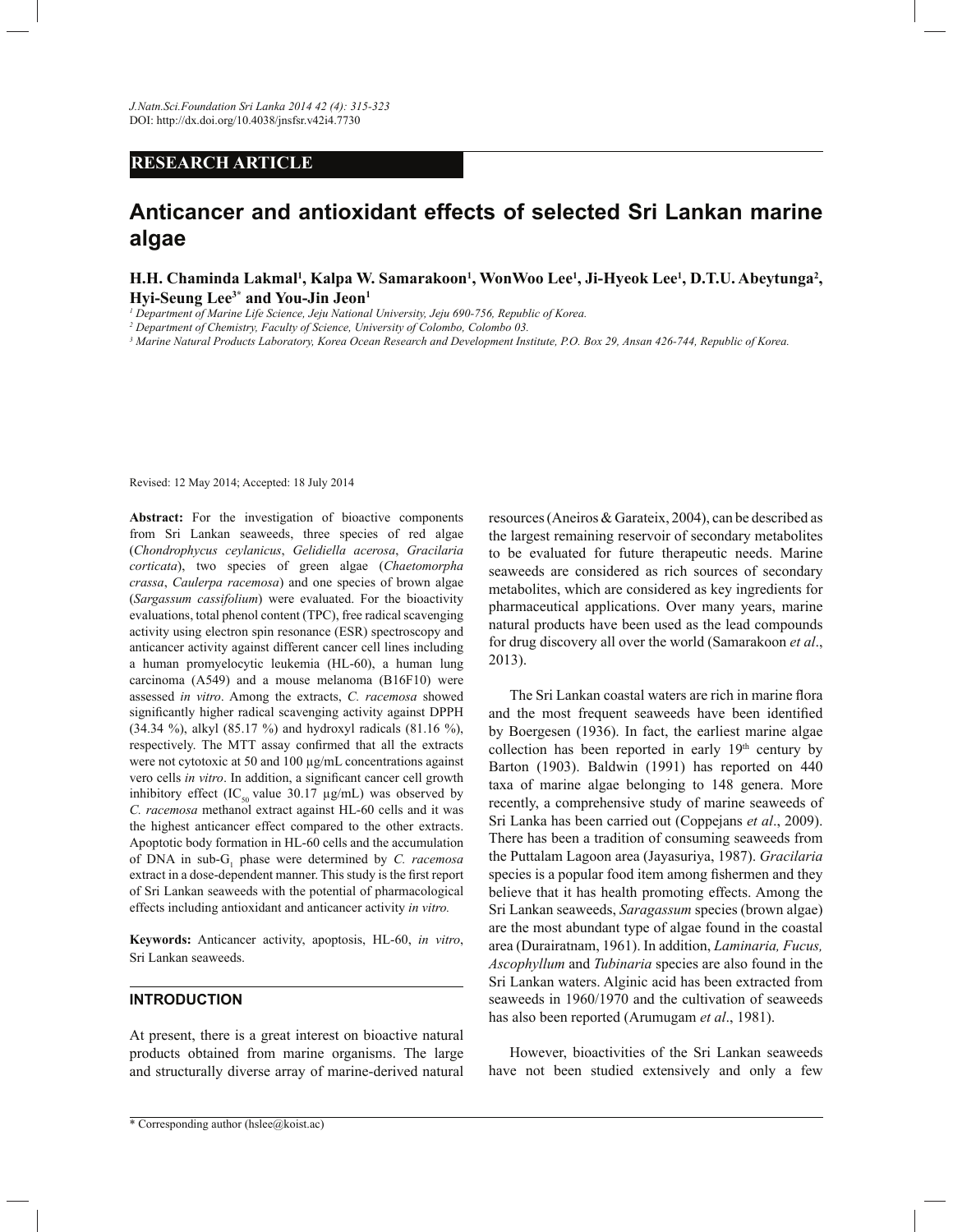RESEARCH ARTICLE

# Anticancer and antioxidant effects of selected Sri Lankan marine algae

**H.H. Chaminda Lakmal[1], Kalpa W. Samarakoon[1], WonWoo Lee[1], Ji-Hyeok Lee[1], D.T.U. Abeytunga[2], Hyi-Seung Lee[3*] and You-Jin Jeon[1]**

[1] *Department of Marine Life Science, Jeju National University, Jeju 690-756, Republic of Korea.*

[2] *Department of Chemistry, Faculty of Science, University of Colombo, Colombo 03.*

[3] *Marine Natural Products Laboratory, Korea Ocean Research and Development Institute, P.O. Box 29, Ansan 426-744, Republic of Korea.*

Revised: 12 May 2014; Accepted: 18 July 2014

**Abstract:** For the investigation of bioactive components from Sri Lankan seaweeds, three species of red algae (*Chondrophycus ceylanicus*, *Gelidiella acerosa*, *Gracilaria corticata*), two species of green algae (*Chaetomorpha crassa*, *Caulerpa racemosa*) and one species of brown algae (*Sargassum cassifolium*) were evaluated. For the bioactivity evaluations, total phenol content (TPC), free radical scavenging activity using electron spin resonance (ESR) spectroscopy and anticancer activity against different cancer cell lines including a human promyelocytic leukemia (HL-60), a human lung carcinoma (A549) and a mouse melanoma (B16F10) were assessed *in vitro*. Among the extracts, *C. racemosa* showed significantly higher radical scavenging activity against DPPH (34.34 %), alkyl (85.17 %) and hydroxyl radicals (81.16 %), respectively. The MTT assay confirmed that all the extracts were not cytotoxic at 50 and 100 µg/mL concentrations against vero cells *in vitro*. In addition, a significant cancer cell growth inhibitory effect ($IC_{50}$ value 30.17 µg/mL) was observed by *C. racemosa* methanol extract against HL-60 cells and it was the highest anticancer effect compared to the other extracts. Apoptotic body formation in HL-60 cells and the accumulation of DNA in sub-$G_1$ phase were determined by *C. racemosa* extract in a dose-dependent manner. This study is the first report of Sri Lankan seaweeds with the potential of pharmacological effects including antioxidant and anticancer activity *in vitro.*

**Keywords:** Anticancer activity, apoptosis, HL-60, *in vitro*, Sri Lankan seaweeds.

## INTRODUCTION

At present, there is a great interest on bioactive natural products obtained from marine organisms. The large and structurally diverse array of marine-derived natural resources (Aneiros & Garateix, 2004), can be described as the largest remaining reservoir of secondary metabolites to be evaluated for future therapeutic needs. Marine seaweeds are considered as rich sources of secondary metabolites, which are considered as key ingredients for pharmaceutical applications. Over many years, marine natural products have been used as the lead compounds for drug discovery all over the world (Samarakoon *et al*., 2013).

The Sri Lankan coastal waters are rich in marine flora and the most frequent seaweeds have been identified by Boergesen (1936). In fact, the earliest marine algae collection has been reported in early 19th century by Barton (1903). Baldwin (1991) has reported on 440 taxa of marine algae belonging to 148 genera. More recently, a comprehensive study of marine seaweeds of Sri Lanka has been carried out (Coppejans *et al*., 2009). There has been a tradition of consuming seaweeds from the Puttalam Lagoon area (Jayasuriya, 1987). *Gracilaria* species is a popular food item among fishermen and they believe that it has health promoting effects. Among the Sri Lankan seaweeds, *Saragassum* species (brown algae) are the most abundant type of algae found in the coastal area (Durairatnam, 1961). In addition, *Laminaria, Fucus, Ascophyllum* and *Tubinaria* species are also found in the Sri Lankan waters. Alginic acid has been extracted from seaweeds in 1960/1970 and the cultivation of seaweeds has also been reported (Arumugam *et al*., 1981).

However, bioactivities of the Sri Lankan seaweeds have not been studied extensively and only a few

* Corresponding author (hslee@koist.ac)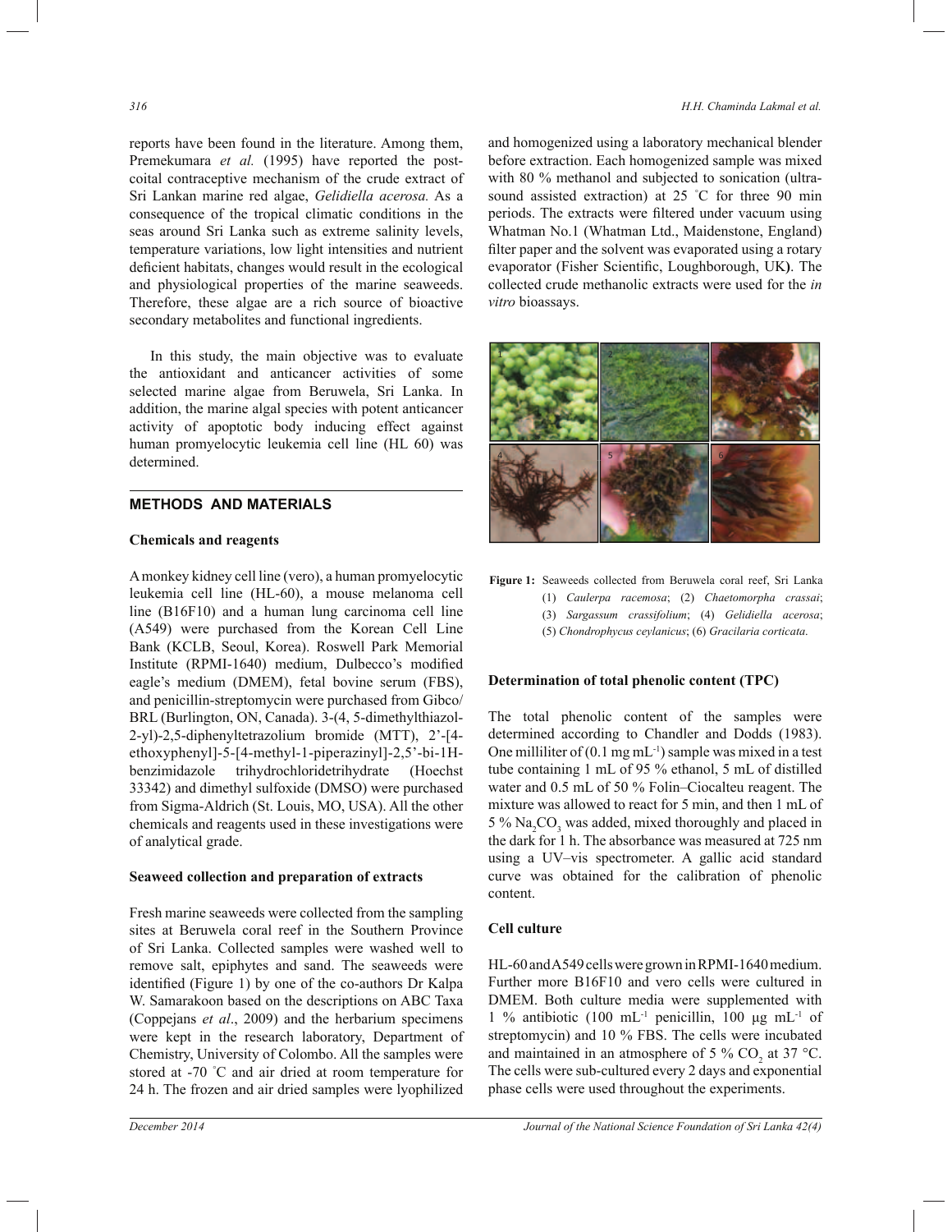reports have been found in the literature. Among them, Premekumara *et al.* (1995) have reported the post-coital contraceptive mechanism of the crude extract of Sri Lankan marine red algae, *Gelidiella acerosa.* As a consequence of the tropical climatic conditions in the seas around Sri Lanka such as extreme salinity levels, temperature variations, low light intensities and nutrient deficient habitats, changes would result in the ecological and physiological properties of the marine seaweeds. Therefore, these algae are a rich source of bioactive secondary metabolites and functional ingredients.

In this study, the main objective was to evaluate the antioxidant and anticancer activities of some selected marine algae from Beruwela, Sri Lanka. In addition, the marine algal species with potent anticancer activity of apoptotic body inducing effect against human promyelocytic leukemia cell line (HL 60) was determined.

## METHODS AND MATERIALS

### Chemicals and reagents

A monkey kidney cell line (vero), a human promyelocytic leukemia cell line (HL-60), a mouse melanoma cell line (B16F10) and a human lung carcinoma cell line (A549) were purchased from the Korean Cell Line Bank (KCLB, Seoul, Korea). Roswell Park Memorial Institute (RPMI-1640) medium, Dulbecco's modified eagle's medium (DMEM), fetal bovine serum (FBS), and penicillin-streptomycin were purchased from Gibco/BRL (Burlington, ON, Canada). 3-(4, 5-dimethylthiazol-2-yl)-2,5-diphenyltetrazolium bromide (MTT), 2'-[4-ethoxyphenyl]-5-[4-methyl-1-piperazinyl]-2,5'-bi-1H-benzimidazole trihydrochloridetrihydrate (Hoechst 33342) and dimethyl sulfoxide (DMSO) were purchased from Sigma-Aldrich (St. Louis, MO, USA). All the other chemicals and reagents used in these investigations were of analytical grade.

### Seaweed collection and preparation of extracts

Fresh marine seaweeds were collected from the sampling sites at Beruwela coral reef in the Southern Province of Sri Lanka. Collected samples were washed well to remove salt, epiphytes and sand. The seaweeds were identified (Figure 1) by one of the co-authors Dr Kalpa W. Samarakoon based on the descriptions on ABC Taxa (Coppejans *et al*., 2009) and the herbarium specimens were kept in the research laboratory, Department of Chemistry, University of Colombo. All the samples were stored at -70 °C and air dried at room temperature for 24 h. The frozen and air dried samples were lyophilized and homogenized using a laboratory mechanical blender before extraction. Each homogenized sample was mixed with 80 % methanol and subjected to sonication (ultra-sound assisted extraction) at 25 °C for three 90 min periods. The extracts were filtered under vacuum using Whatman No.1 (Whatman Ltd., Maidenstone, England) filter paper and the solvent was evaporated using a rotary evaporator (Fisher Scientific, Loughborough, UK). The collected crude methanolic extracts were used for the *in vitro* bioassays.

**Figure 1:** Seaweeds collected from Beruwela coral reef, Sri Lanka (1) *Caulerpa racemosa*; (2) *Chaetomorpha crassai*; (3) *Sargassum crassifolium*; (4) *Gelidiella acerosa*; (5) *Chondrophycus ceylanicus*; (6) *Gracilaria corticata*.

### Determination of total phenolic content (TPC)

The total phenolic content of the samples were determined according to Chandler and Dodds (1983). One milliliter of (0.1 mg mL$^{-1}$) sample was mixed in a test tube containing 1 mL of 95 % ethanol, 5 mL of distilled water and 0.5 mL of 50 % Folin–Ciocalteu reagent. The mixture was allowed to react for 5 min, and then 1 mL of 5 % $Na_2CO_3$ was added, mixed thoroughly and placed in the dark for 1 h. The absorbance was measured at 725 nm using a UV–vis spectrometer. A gallic acid standard curve was obtained for the calibration of phenolic content.

### Cell culture

HL-60 and A549 cells were grown in RPMI-1640 medium. Further more B16F10 and vero cells were cultured in DMEM. Both culture media were supplemented with 1 % antibiotic (100 mL$^{-1}$ penicillin, 100 µg mL$^{-1}$ of streptomycin) and 10 % FBS. The cells were incubated and maintained in an atmosphere of 5 % $CO_2$ at 37 °C. The cells were sub-cultured every 2 days and exponential phase cells were used throughout the experiments.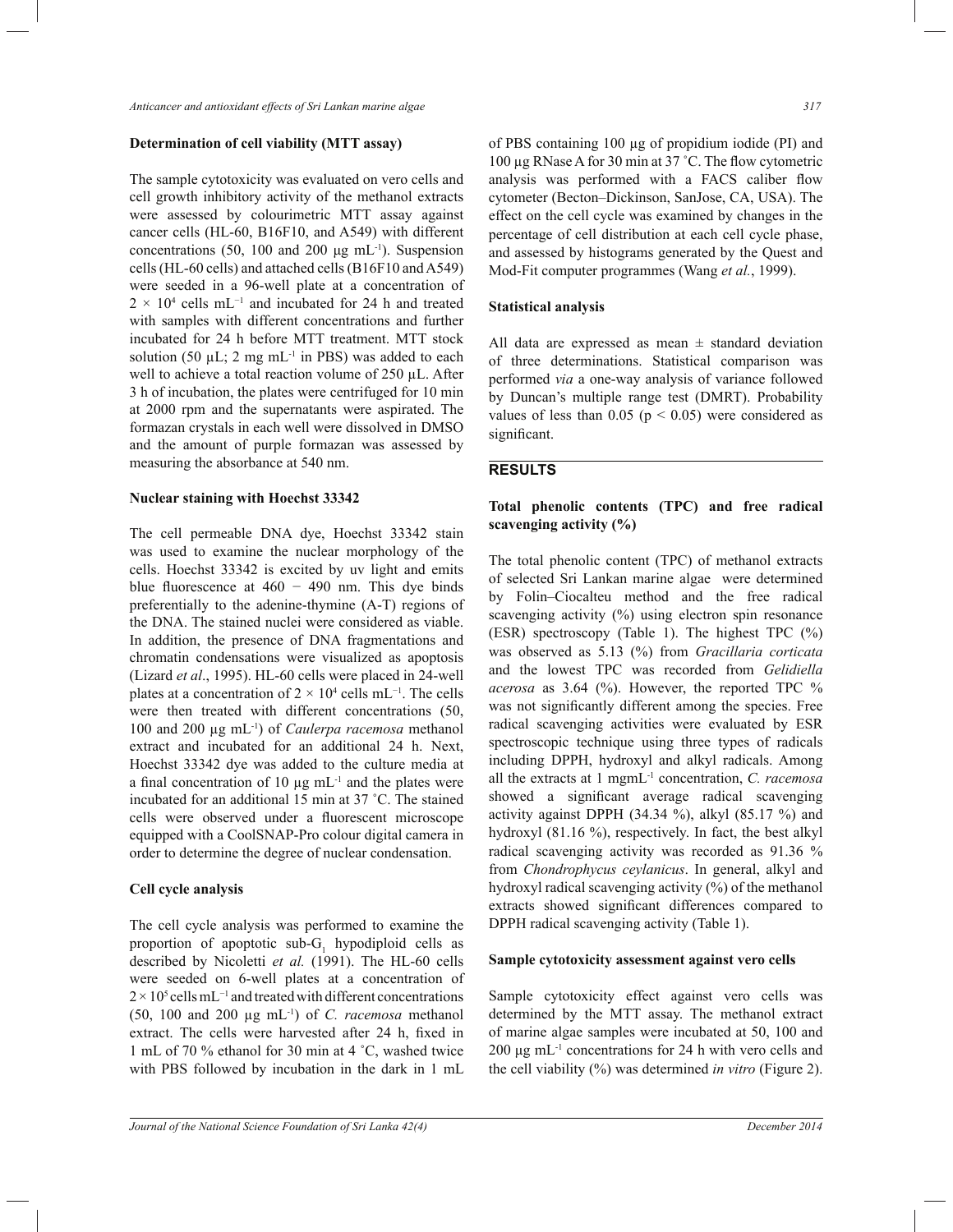### Determination of cell viability (MTT assay)

The sample cytotoxicity was evaluated on vero cells and cell growth inhibitory activity of the methanol extracts were assessed by colourimetric MTT assay against cancer cells (HL-60, B16F10, and A549) with different concentrations (50, 100 and 200 µg mL$^{-1}$). Suspension cells (HL-60 cells) and attached cells (B16F10 and A549) were seeded in a 96-well plate at a concentration of $2 \times 10^4$ cells mL$^{-1}$ and incubated for 24 h and treated with samples with different concentrations and further incubated for 24 h before MTT treatment. MTT stock solution (50 µL; 2 mg mL$^{-1}$ in PBS) was added to each well to achieve a total reaction volume of 250 µL. After 3 h of incubation, the plates were centrifuged for 10 min at 2000 rpm and the supernatants were aspirated. The formazan crystals in each well were dissolved in DMSO and the amount of purple formazan was assessed by measuring the absorbance at 540 nm.

### Nuclear staining with Hoechst 33342

The cell permeable DNA dye, Hoechst 33342 stain was used to examine the nuclear morphology of the cells. Hoechst 33342 is excited by uv light and emits blue fluorescence at 460 − 490 nm. This dye binds preferentially to the adenine-thymine (A-T) regions of the DNA. The stained nuclei were considered as viable. In addition, the presence of DNA fragmentations and chromatin condensations were visualized as apoptosis (Lizard *et al*., 1995). HL-60 cells were placed in 24-well plates at a concentration of $2 \times 10^4$ cells mL$^{-1}$. The cells were then treated with different concentrations (50, 100 and 200 µg mL$^{-1}$) of *Caulerpa racemosa* methanol extract and incubated for an additional 24 h. Next, Hoechst 33342 dye was added to the culture media at a final concentration of 10 µg mL$^{-1}$ and the plates were incubated for an additional 15 min at 37 ˚C. The stained cells were observed under a fluorescent microscope equipped with a CoolSNAP-Pro colour digital camera in order to determine the degree of nuclear condensation.

### Cell cycle analysis

The cell cycle analysis was performed to examine the proportion of apoptotic sub-$G_1$ hypodiploid cells as described by Nicoletti *et al.* (1991). The HL-60 cells were seeded on 6-well plates at a concentration of $2 \times 10^5$ cells mL$^{-1}$ and treated with different concentrations (50, 100 and 200 µg mL$^{-1}$) of *C. racemosa* methanol extract. The cells were harvested after 24 h, fixed in 1 mL of 70 % ethanol for 30 min at 4 ˚C, washed twice with PBS followed by incubation in the dark in 1 mL of PBS containing 100 µg of propidium iodide (PI) and 100 µg RNase A for 30 min at 37 ˚C. The flow cytometric analysis was performed with a FACS caliber flow cytometer (Becton–Dickinson, SanJose, CA, USA). The effect on the cell cycle was examined by changes in the percentage of cell distribution at each cell cycle phase, and assessed by histograms generated by the Quest and Mod-Fit computer programmes (Wang *et al.*, 1999).

### Statistical analysis

All data are expressed as mean ± standard deviation of three determinations. Statistical comparison was performed *via* a one-way analysis of variance followed by Duncan's multiple range test (DMRT). Probability values of less than 0.05 ($p < 0.05$) were considered as significant.

## RESULTS

### Total phenolic contents (TPC) and free radical scavenging activity (%)

The total phenolic content (TPC) of methanol extracts of selected Sri Lankan marine algae were determined by Folin–Ciocalteu method and the free radical scavenging activity (%) using electron spin resonance (ESR) spectroscopy (Table 1). The highest TPC (%) was observed as 5.13 (%) from *Gracillaria corticata* and the lowest TPC was recorded from *Gelidiella acerosa* as 3.64 (%). However, the reported TPC % was not significantly different among the species. Free radical scavenging activities were evaluated by ESR spectroscopic technique using three types of radicals including DPPH, hydroxyl and alkyl radicals. Among all the extracts at 1 mgmL$^{-1}$ concentration, *C. racemosa* showed a significant average radical scavenging activity against DPPH (34.34 %), alkyl (85.17 %) and hydroxyl (81.16 %), respectively. In fact, the best alkyl radical scavenging activity was recorded as 91.36 % from *Chondrophycus ceylanicus*. In general, alkyl and hydroxyl radical scavenging activity (%) of the methanol extracts showed significant differences compared to DPPH radical scavenging activity (Table 1).

### Sample cytotoxicity assessment against vero cells

Sample cytotoxicity effect against vero cells was determined by the MTT assay. The methanol extract of marine algae samples were incubated at 50, 100 and 200 µg mL$^{-1}$ concentrations for 24 h with vero cells and the cell viability (%) was determined *in vitro* (Figure 2).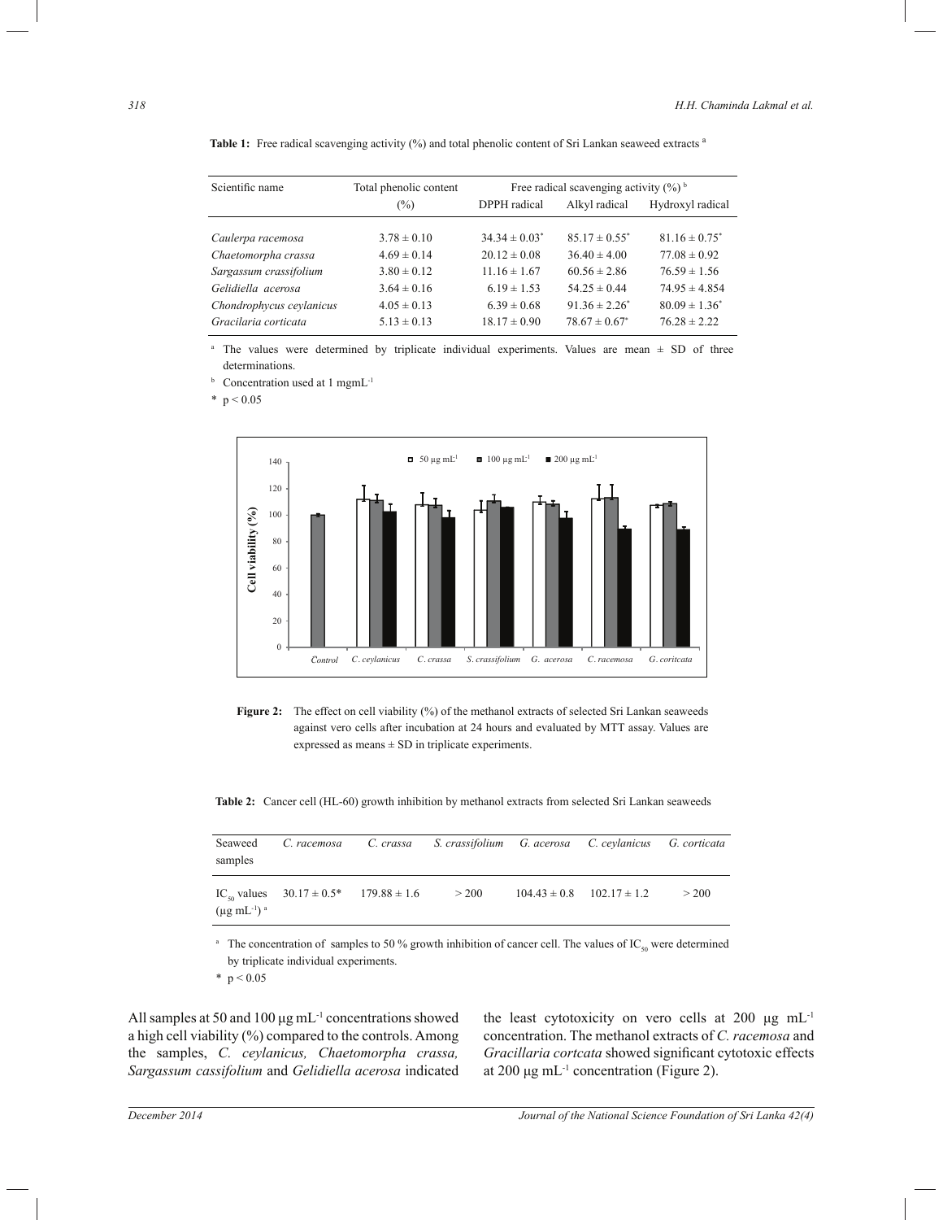**Table 1:** Free radical scavenging activity (%) and total phenolic content of Sri Lankan seaweed extracts [a]

| Scientific name | Total phenolic content (%) | Free radical scavenging activity (%) [b] | | |
|---|---|---|---|---|
| | | DPPH radical | Alkyl radical | Hydroxyl radical |
| *Caulerpa racemosa* | 3.78 ± 0.10 | 34.34 ± 0.03* | 85.17 ± 0.55* | 81.16 ± 0.75* |
| *Chaetomorpha crassa* | 4.69 ± 0.14 | 20.12 ± 0.08 | 36.40 ± 4.00 | 77.08 ± 0.92 |
| *Sargassum crassifolium* | 3.80 ± 0.12 | 11.16 ± 1.67 | 60.56 ± 2.86 | 76.59 ± 1.56 |
| *Gelidiella acerosa* | 3.64 ± 0.16 | 6.19 ± 1.53 | 54.25 ± 0.44 | 74.95 ± 4.854 |
| *Chondrophycus ceylanicus* | 4.05 ± 0.13 | 6.39 ± 0.68 | 91.36 ± 2.26* | 80.09 ± 1.36* |
| *Gracilaria corticata* | 5.13 ± 0.13 | 18.17 ± 0.90 | 78.67 ± 0.67* | 76.28 ± 2.22 |

[a] The values were determined by triplicate individual experiments. Values are mean ± SD of three determinations.

[b] Concentration used at 1 $mgmL^{-1}$

* $p < 0.05$

**Figure 2:** The effect on cell viability (%) of the methanol extracts of selected Sri Lankan seaweeds against vero cells after incubation at 24 hours and evaluated by MTT assay. Values are expressed as means ± SD in triplicate experiments.

**Table 2:** Cancer cell (HL-60) growth inhibition by methanol extracts from selected Sri Lankan seaweeds

| Seaweed samples | *C. racemosa* | *C. crassa* | *S. crassifolium* | *G. acerosa* | *C. ceylanicus* | *G. corticata* |
|---|---|---|---|---|---|---|
| $IC_{50}$ values ($\mu g\ mL^{-1}$) [a] | 30.17 ± 0.5* | 179.88 ± 1.6 | > 200 | 104.43 ± 0.8 | 102.17 ± 1.2 | > 200 |

[a] The concentration of samples to 50 % growth inhibition of cancer cell. The values of $IC_{50}$ were determined by triplicate individual experiments.

* $p < 0.05$

All samples at 50 and 100 $\mu g\ mL^{-1}$ concentrations showed a high cell viability (%) compared to the controls. Among the samples, *C. ceylanicus, Chaetomorpha crassa, Sargassum cassifolium* and *Gelidiella acerosa* indicated the least cytotoxicity on vero cells at 200 $\mu g\ mL^{-1}$ concentration. The methanol extracts of *C. racemosa* and *Gracillaria cortcata* showed significant cytotoxic effects at 200 $\mu g\ mL^{-1}$ concentration (Figure 2).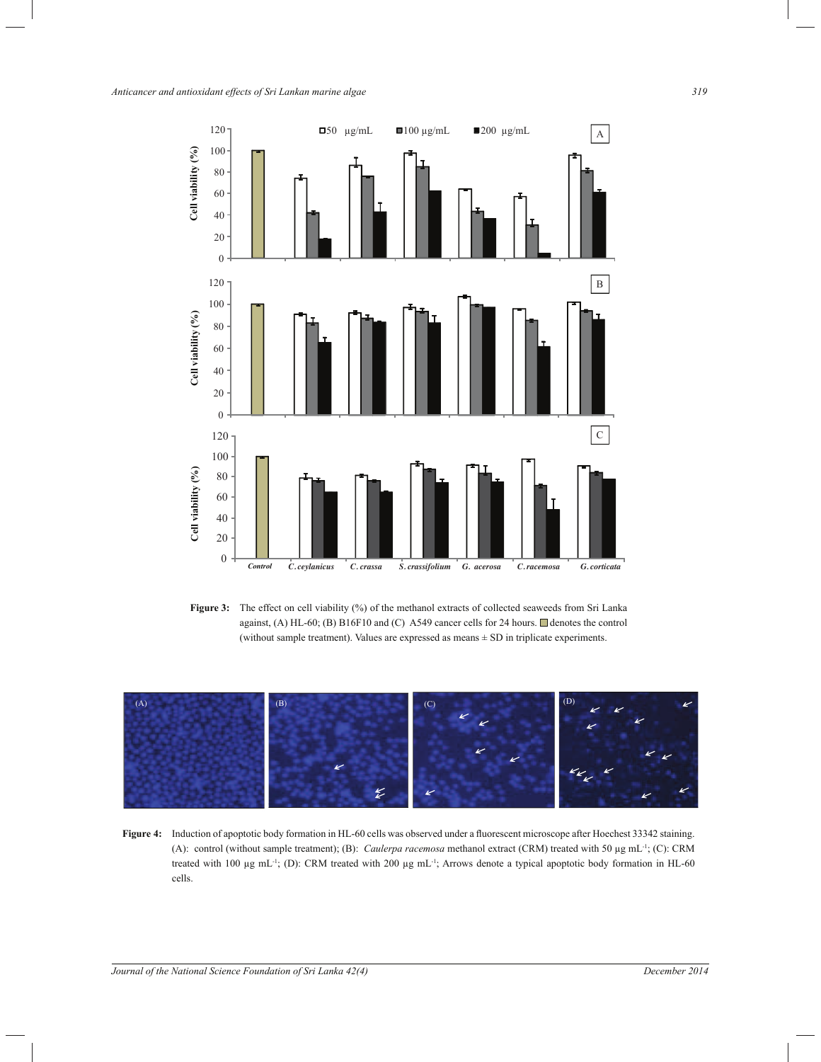**Figure 3:** The effect on cell viability (%) of the methanol extracts of collected seaweeds from Sri Lanka against, (A) HL-60; (B) B16F10 and (C) A549 cancer cells for 24 hours. ▢ denotes the control (without sample treatment). Values are expressed as means ± SD in triplicate experiments.

**Figure 4:** Induction of apoptotic body formation in HL-60 cells was observed under a fluorescent microscope after Hoechest 33342 staining. (A): control (without sample treatment); (B): *Caulerpa racemosa* methanol extract (CRM) treated with 50 µg mL$^{-1}$; (C): CRM treated with 100 µg mL$^{-1}$; (D): CRM treated with 200 µg mL$^{-1}$; Arrows denote a typical apoptotic body formation in HL-60 cells.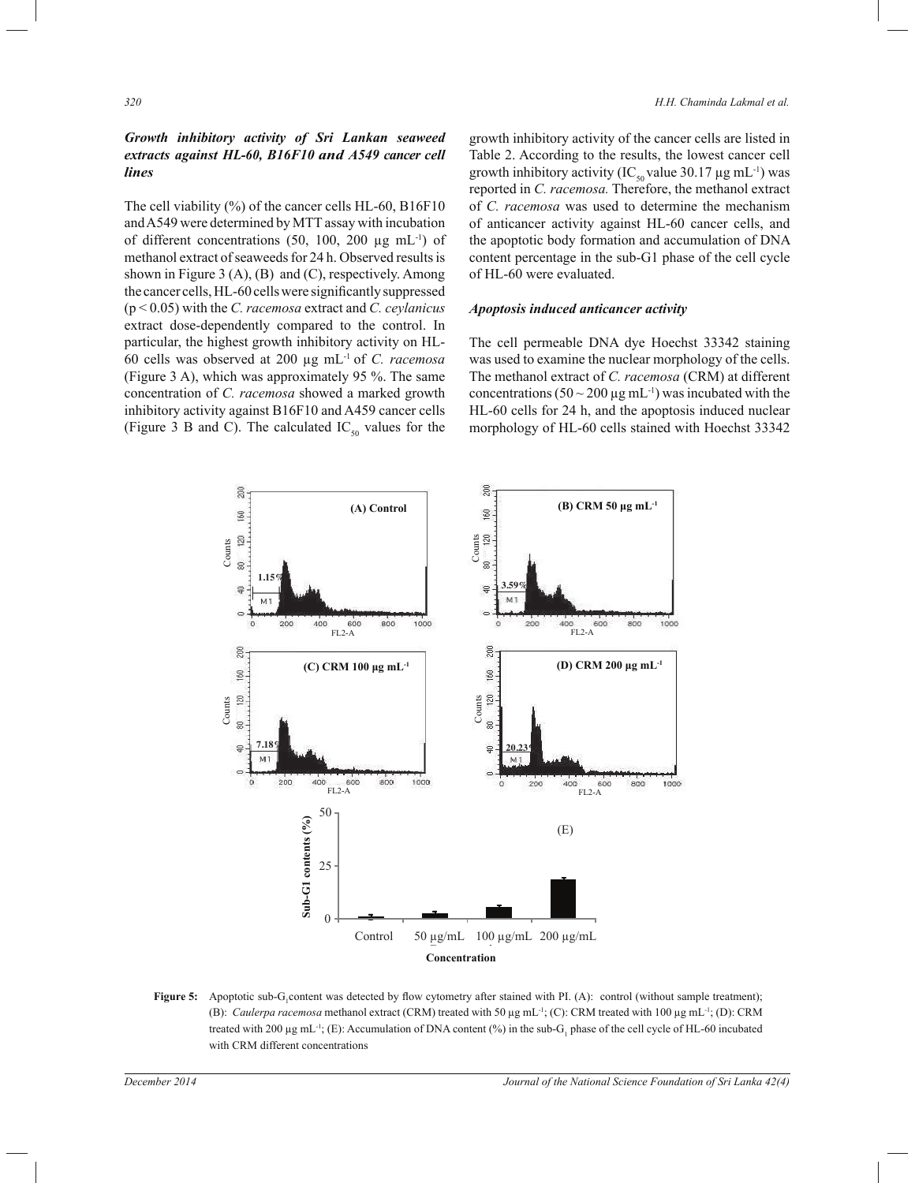### *Growth inhibitory activity of Sri Lankan seaweed extracts against HL-60, B16F10 and A549 cancer cell lines*

The cell viability (%) of the cancer cells HL-60, B16F10 and A549 were determined by MTT assay with incubation of different concentrations (50, 100, 200 µg $mL^{-1}$) of methanol extract of seaweeds for 24 h. Observed results is shown in Figure 3 (A), (B) and (C), respectively. Among the cancer cells, HL-60 cells were significantly suppressed ($p < 0.05$) with the *C. racemosa* extract and *C. ceylanicus* extract dose-dependently compared to the control. In particular, the highest growth inhibitory activity on HL-60 cells was observed at 200 µg $mL^{-1}$ of *C. racemosa* (Figure 3 A), which was approximately 95 %. The same concentration of *C. racemosa* showed a marked growth inhibitory activity against B16F10 and A459 cancer cells (Figure 3 B and C). The calculated $IC_{50}$ values for the growth inhibitory activity of the cancer cells are listed in Table 2. According to the results, the lowest cancer cell growth inhibitory activity ($IC_{50}$ value 30.17 µg $mL^{-1}$) was reported in *C. racemosa.* Therefore, the methanol extract of *C. racemosa* was used to determine the mechanism of anticancer activity against HL-60 cancer cells, and the apoptotic body formation and accumulation of DNA content percentage in the sub-G1 phase of the cell cycle of HL-60 were evaluated.

### *Apoptosis induced anticancer activity*

The cell permeable DNA dye Hoechst 33342 staining was used to examine the nuclear morphology of the cells. The methanol extract of *C. racemosa* (CRM) at different concentrations (50 ~ 200 µg $mL^{-1}$) was incubated with the HL-60 cells for 24 h, and the apoptosis induced nuclear morphology of HL-60 cells stained with Hoechst 33342

**Figure 5:** Apoptotic sub-$G_1$content was detected by flow cytometry after stained with PI. (A): control (without sample treatment); (B): *Caulerpa racemosa* methanol extract (CRM) treated with 50 µg $mL^{-1}$; (C): CRM treated with 100 µg $mL^{-1}$; (D): CRM treated with 200 µg $mL^{-1}$; (E): Accumulation of DNA content (%) in the sub-$G_1$ phase of the cell cycle of HL-60 incubated with CRM different concentrations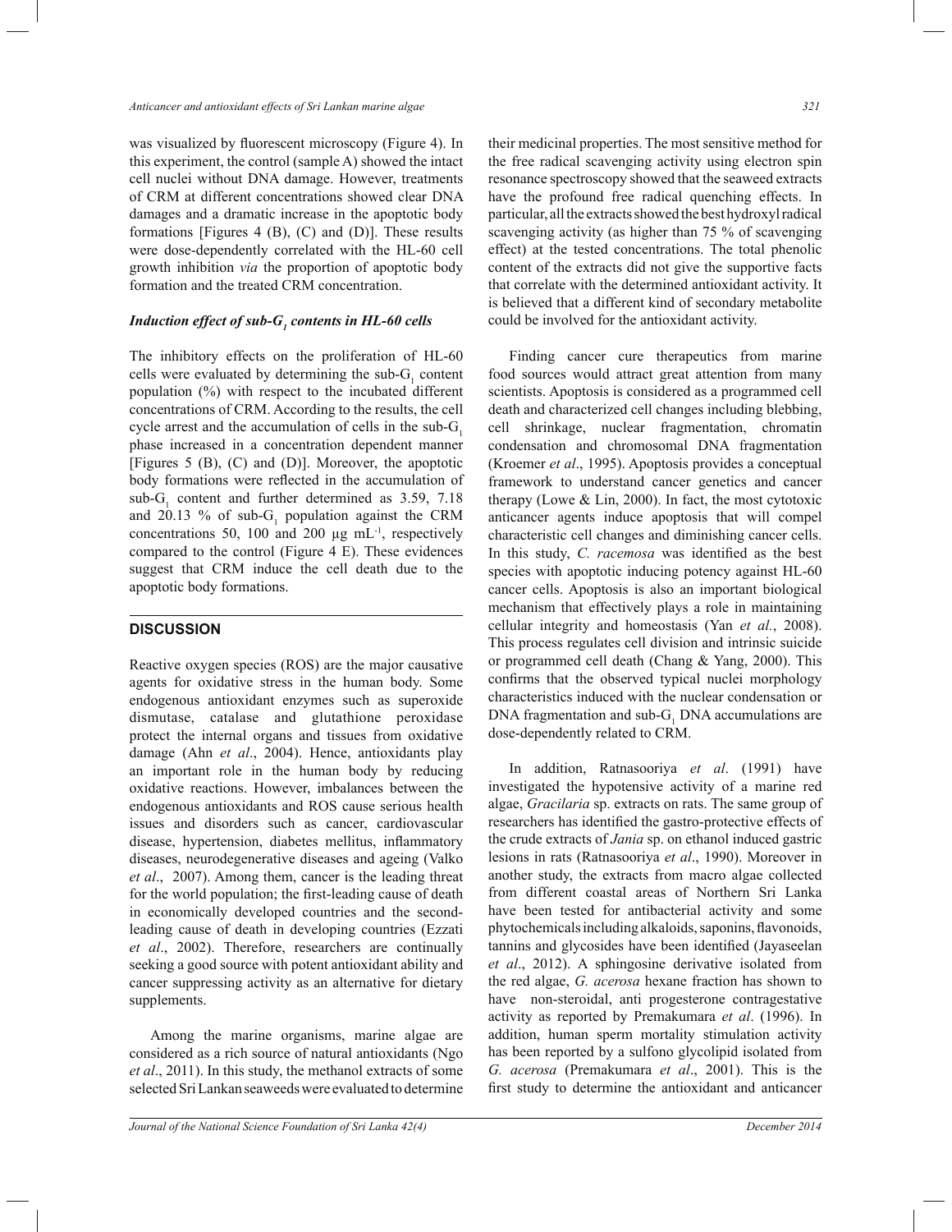was visualized by fluorescent microscopy (Figure 4). In this experiment, the control (sample A) showed the intact cell nuclei without DNA damage. However, treatments of CRM at different concentrations showed clear DNA damages and a dramatic increase in the apoptotic body formations [Figures 4 (B), (C) and (D)]. These results were dose-dependently correlated with the HL-60 cell growth inhibition *via* the proportion of apoptotic body formation and the treated CRM concentration.

### *Induction effect of sub-$G_1$ contents in HL-60 cells*

The inhibitory effects on the proliferation of HL-60 cells were evaluated by determining the sub-$G_1$ content population (%) with respect to the incubated different concentrations of CRM. According to the results, the cell cycle arrest and the accumulation of cells in the sub-$G_1$ phase increased in a concentration dependent manner [Figures 5 (B), (C) and (D)]. Moreover, the apoptotic body formations were reflected in the accumulation of sub-$G_1$ content and further determined as 3.59, 7.18 and 20.13 % of sub-$G_1$ population against the CRM concentrations 50, 100 and 200 µg mL$^{-1}$, respectively compared to the control (Figure 4 E). These evidences suggest that CRM induce the cell death due to the apoptotic body formations.

## DISCUSSION

Reactive oxygen species (ROS) are the major causative agents for oxidative stress in the human body. Some endogenous antioxidant enzymes such as superoxide dismutase, catalase and glutathione peroxidase protect the internal organs and tissues from oxidative damage (Ahn *et al*., 2004). Hence, antioxidants play an important role in the human body by reducing oxidative reactions. However, imbalances between the endogenous antioxidants and ROS cause serious health issues and disorders such as cancer, cardiovascular disease, hypertension, diabetes mellitus, inflammatory diseases, neurodegenerative diseases and ageing (Valko *et al*., 2007). Among them, cancer is the leading threat for the world population; the first-leading cause of death in economically developed countries and the second-leading cause of death in developing countries (Ezzati *et al*., 2002). Therefore, researchers are continually seeking a good source with potent antioxidant ability and cancer suppressing activity as an alternative for dietary supplements.

Among the marine organisms, marine algae are considered as a rich source of natural antioxidants (Ngo *et al*., 2011). In this study, the methanol extracts of some selected Sri Lankan seaweeds were evaluated to determine their medicinal properties. The most sensitive method for the free radical scavenging activity using electron spin resonance spectroscopy showed that the seaweed extracts have the profound free radical quenching effects. In particular, all the extracts showed the best hydroxyl radical scavenging activity (as higher than 75 % of scavenging effect) at the tested concentrations. The total phenolic content of the extracts did not give the supportive facts that correlate with the determined antioxidant activity. It is believed that a different kind of secondary metabolite could be involved for the antioxidant activity.

Finding cancer cure therapeutics from marine food sources would attract great attention from many scientists. Apoptosis is considered as a programmed cell death and characterized cell changes including blebbing, cell shrinkage, nuclear fragmentation, chromatin condensation and chromosomal DNA fragmentation (Kroemer *et al*., 1995). Apoptosis provides a conceptual framework to understand cancer genetics and cancer therapy (Lowe & Lin, 2000). In fact, the most cytotoxic anticancer agents induce apoptosis that will compel characteristic cell changes and diminishing cancer cells. In this study, *C. racemosa* was identified as the best species with apoptotic inducing potency against HL-60 cancer cells. Apoptosis is also an important biological mechanism that effectively plays a role in maintaining cellular integrity and homeostasis (Yan *et al.*, 2008). This process regulates cell division and intrinsic suicide or programmed cell death (Chang & Yang, 2000). This confirms that the observed typical nuclei morphology characteristics induced with the nuclear condensation or DNA fragmentation and sub-$G_1$ DNA accumulations are dose-dependently related to CRM.

In addition, Ratnasooriya *et al*. (1991) have investigated the hypotensive activity of a marine red algae, *Gracilaria* sp. extracts on rats. The same group of researchers has identified the gastro-protective effects of the crude extracts of *Jania* sp. on ethanol induced gastric lesions in rats (Ratnasooriya *et al*., 1990). Moreover in another study, the extracts from macro algae collected from different coastal areas of Northern Sri Lanka have been tested for antibacterial activity and some phytochemicals including alkaloids, saponins, flavonoids, tannins and glycosides have been identified (Jayaseelan *et al*., 2012). A sphingosine derivative isolated from the red algae, *G. acerosa* hexane fraction has shown to have non-steroidal, anti progesterone contragestative activity as reported by Premakumara *et al*. (1996). In addition, human sperm mortality stimulation activity has been reported by a sulfono glycolipid isolated from *G. acerosa* (Premakumara *et al*., 2001). This is the first study to determine the antioxidant and anticancer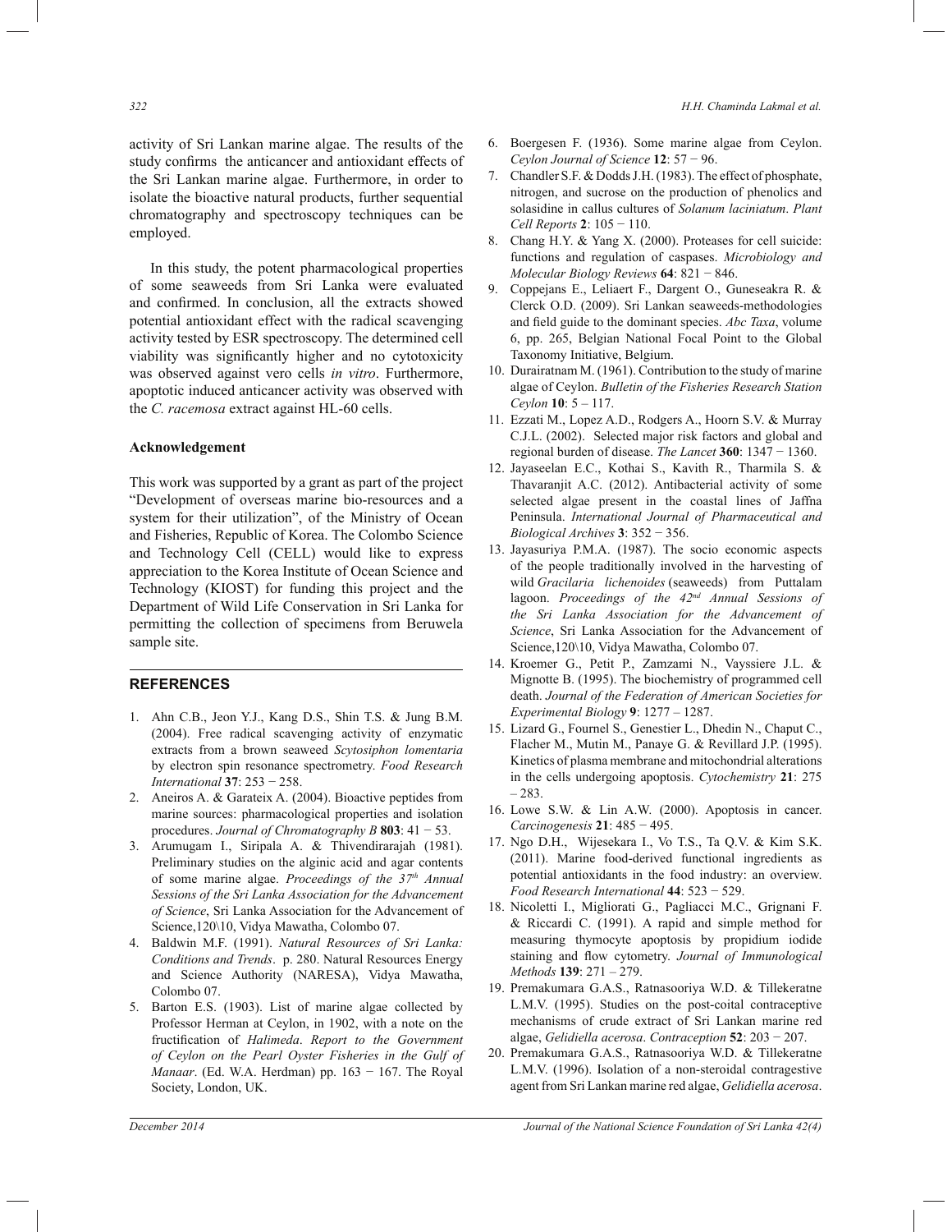activity of Sri Lankan marine algae. The results of the study confirms the anticancer and antioxidant effects of the Sri Lankan marine algae. Furthermore, in order to isolate the bioactive natural products, further sequential chromatography and spectroscopy techniques can be employed.

In this study, the potent pharmacological properties of some seaweeds from Sri Lanka were evaluated and confirmed. In conclusion, all the extracts showed potential antioxidant effect with the radical scavenging activity tested by ESR spectroscopy. The determined cell viability was significantly higher and no cytotoxicity was observed against vero cells *in vitro*. Furthermore, apoptotic induced anticancer activity was observed with the *C. racemosa* extract against HL-60 cells.

### Acknowledgement

This work was supported by a grant as part of the project "Development of overseas marine bio-resources and a system for their utilization", of the Ministry of Ocean and Fisheries, Republic of Korea. The Colombo Science and Technology Cell (CELL) would like to express appreciation to the Korea Institute of Ocean Science and Technology (KIOST) for funding this project and the Department of Wild Life Conservation in Sri Lanka for permitting the collection of specimens from Beruwela sample site.

## REFERENCES

1. Ahn C.B., Jeon Y.J., Kang D.S., Shin T.S. & Jung B.M. (2004). Free radical scavenging activity of enzymatic extracts from a brown seaweed *Scytosiphon lomentaria* by electron spin resonance spectrometry. *Food Research International* **37**: 253 − 258.
2. Aneiros A. & Garateix A. (2004). Bioactive peptides from marine sources: pharmacological properties and isolation procedures. *Journal of Chromatography B* **803**: 41 − 53.
3. Arumugam I., Siripala A. & Thivendirarajah (1981). Preliminary studies on the alginic acid and agar contents of some marine algae. *Proceedings of the 37th Annual Sessions of the Sri Lanka Association for the Advancement of Science*, Sri Lanka Association for the Advancement of Science,120\10, Vidya Mawatha, Colombo 07.
4. Baldwin M.F. (1991). *Natural Resources of Sri Lanka: Conditions and Trends*. p. 280. Natural Resources Energy and Science Authority (NARESA), Vidya Mawatha, Colombo 07.
5. Barton E.S. (1903). List of marine algae collected by Professor Herman at Ceylon, in 1902, with a note on the fructification of *Halimeda*. *Report to the Government of Ceylon on the Pearl Oyster Fisheries in the Gulf of Manaar*. (Ed. W.A. Herdman) pp. 163 − 167. The Royal Society, London, UK.
6. Boergesen F. (1936). Some marine algae from Ceylon. *Ceylon Journal of Science* **12**: 57 − 96.
7. Chandler S.F. & Dodds J.H. (1983). The effect of phosphate, nitrogen, and sucrose on the production of phenolics and solasidine in callus cultures of *Solanum laciniatum*. *Plant Cell Reports* **2**: 105 − 110.
8. Chang H.Y. & Yang X. (2000). Proteases for cell suicide: functions and regulation of caspases. *Microbiology and Molecular Biology Reviews* **64**: 821 − 846.
9. Coppejans E., Leliaert F., Dargent O., Guneseakra R. & Clerck O.D. (2009). Sri Lankan seaweeds-methodologies and field guide to the dominant species. *Abc Taxa*, volume 6, pp. 265, Belgian National Focal Point to the Global Taxonomy Initiative, Belgium.
10. Durairatnam M. (1961). Contribution to the study of marine algae of Ceylon. *Bulletin of the Fisheries Research Station Ceylon* **10**: 5 – 117.
11. Ezzati M., Lopez A.D., Rodgers A., Hoorn S.V. & Murray C.J.L. (2002). Selected major risk factors and global and regional burden of disease. *The Lancet* **360**: 1347 − 1360.
12. Jayaseelan E.C., Kothai S., Kavith R., Tharmila S. & Thavaranjit A.C. (2012). Antibacterial activity of some selected algae present in the coastal lines of Jaffna Peninsula. *International Journal of Pharmaceutical and Biological Archives* **3**: 352 − 356.
13. Jayasuriya P.M.A. (1987). The socio economic aspects of the people traditionally involved in the harvesting of wild *Gracilaria lichenoides* (seaweeds) from Puttalam lagoon. *Proceedings of the 42nd Annual Sessions of the Sri Lanka Association for the Advancement of Science*, Sri Lanka Association for the Advancement of Science,120\10, Vidya Mawatha, Colombo 07.
14. Kroemer G., Petit P., Zamzami N., Vayssiere J.L. & Mignotte B. (1995). The biochemistry of programmed cell death. *Journal of the Federation of American Societies for Experimental Biology* **9**: 1277 – 1287.
15. Lizard G., Fournel S., Genestier L., Dhedin N., Chaput C., Flacher M., Mutin M., Panaye G. & Revillard J.P. (1995). Kinetics of plasma membrane and mitochondrial alterations in the cells undergoing apoptosis. *Cytochemistry* **21**: 275 – 283.
16. Lowe S.W. & Lin A.W. (2000). Apoptosis in cancer. *Carcinogenesis* **21**: 485 − 495.
17. Ngo D.H., Wijesekara I., Vo T.S., Ta Q.V. & Kim S.K. (2011). Marine food-derived functional ingredients as potential antioxidants in the food industry: an overview. *Food Research International* **44**: 523 − 529.
18. Nicoletti I., Migliorati G., Pagliacci M.C., Grignani F. & Riccardi C. (1991). A rapid and simple method for measuring thymocyte apoptosis by propidium iodide staining and flow cytometry. *Journal of Immunological Methods* **139**: 271 – 279.
19. Premakumara G.A.S., Ratnasooriya W.D. & Tillekeratne L.M.V. (1995). Studies on the post-coital contraceptive mechanisms of crude extract of Sri Lankan marine red algae, *Gelidiella acerosa*. *Contraception* **52**: 203 − 207.
20. Premakumara G.A.S., Ratnasooriya W.D. & Tillekeratne L.M.V. (1996). Isolation of a non-steroidal contragestive agent from Sri Lankan marine red algae, *Gelidiella acerosa*.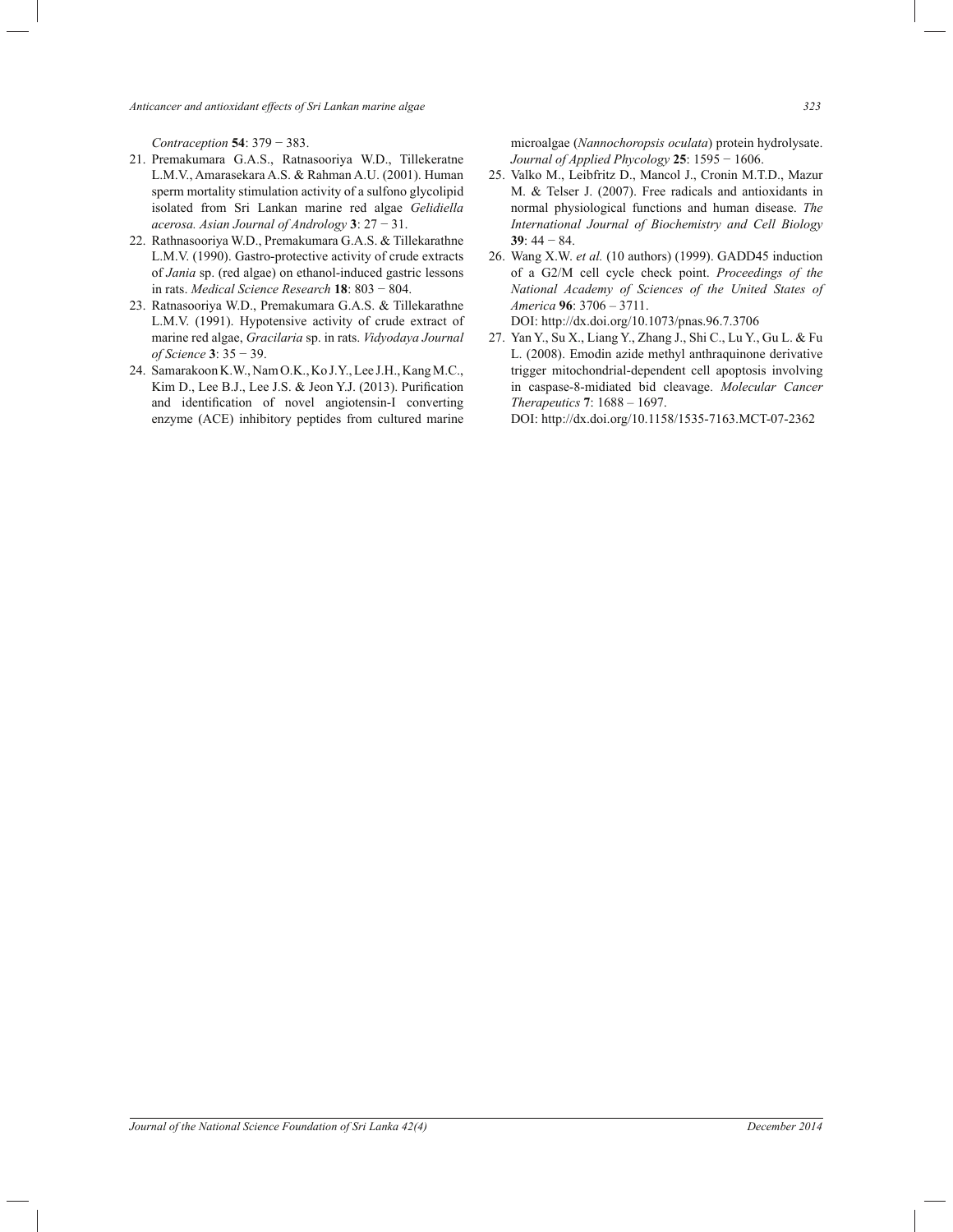*Contraception* **54**: 379 − 383.

21. Premakumara G.A.S., Ratnasooriya W.D., Tillekeratne L.M.V., Amarasekara A.S. & Rahman A.U. (2001). Human sperm mortality stimulation activity of a sulfono glycolipid isolated from Sri Lankan marine red algae *Gelidiella acerosa. Asian Journal of Andrology* **3**: 27 − 31.
22. Rathnasooriya W.D., Premakumara G.A.S. & Tillekarathne L.M.V. (1990). Gastro-protective activity of crude extracts of *Jania* sp. (red algae) on ethanol-induced gastric lessons in rats. *Medical Science Research* **18**: 803 − 804.
23. Ratnasooriya W.D., Premakumara G.A.S. & Tillekarathne L.M.V. (1991). Hypotensive activity of crude extract of marine red algae, *Gracilaria* sp. in rats. *Vidyodaya Journal of Science* **3**: 35 − 39.
24. Samarakoon K.W., Nam O.K., Ko J.Y., Lee J.H., Kang M.C., Kim D., Lee B.J., Lee J.S. & Jeon Y.J. (2013). Purification and identification of novel angiotensin-I converting enzyme (ACE) inhibitory peptides from cultured marine microalgae (*Nannochoropsis oculata*) protein hydrolysate. *Journal of Applied Phycology* **25**: 1595 − 1606.
25. Valko M., Leibfritz D., Mancol J., Cronin M.T.D., Mazur M. & Telser J. (2007). Free radicals and antioxidants in normal physiological functions and human disease. *The International Journal of Biochemistry and Cell Biology* **39**: 44 − 84.
26. Wang X.W. *et al.* (10 authors) (1999). GADD45 induction of a G2/M cell cycle check point. *Proceedings of the National Academy of Sciences of the United States of America* **96**: 3706 – 3711.
    DOI: http://dx.doi.org/10.1073/pnas.96.7.3706
27. Yan Y., Su X., Liang Y., Zhang J., Shi C., Lu Y., Gu L. & Fu L. (2008). Emodin azide methyl anthraquinone derivative trigger mitochondrial-dependent cell apoptosis involving in caspase-8-midiated bid cleavage. *Molecular Cancer Therapeutics* **7**: 1688 – 1697.
    DOI: http://dx.doi.org/10.1158/1535-7163.MCT-07-2362